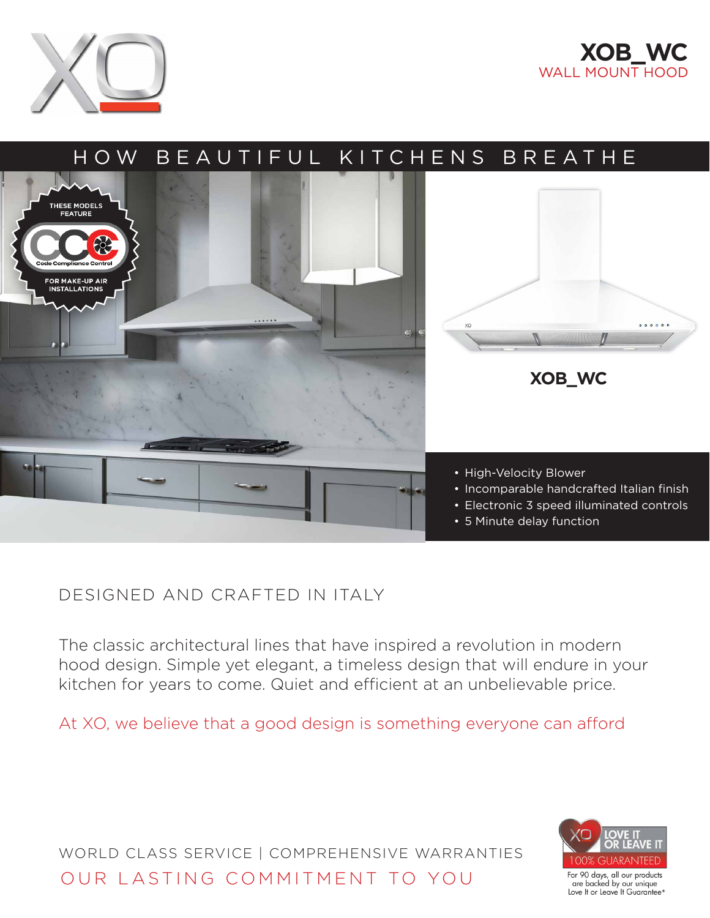# XOB_WC

WALL MOUNT HOOD

HOW BEAUTIFUL KITCHENS BREATHE

THESE MODELS FEATURE

CCC Code Compliance Control

FOR MAKE-UP AIR INSTALLATIONS

**XOB_WC**

- High-Velocity Blower
- Incomparable handcrafted Italian finish
- Electronic 3 speed illuminated controls
- 5 Minute delay function

## DESIGNED AND CRAFTED IN ITALY

The classic architectural lines that have inspired a revolution in modern hood design. Simple yet elegant, a timeless design that will endure in your kitchen for years to come. Quiet and efficient at an unbelievable price.

At XO, we believe that a good design is something everyone can afford

WORLD CLASS SERVICE | COMPREHENSIVE WARRANTIES

OUR LASTING COMMITMENT TO YOU

LOVE IT OR LEAVE IT

100% GUARANTEED

For 90 days, all our products are backed by our unique Love It or Leave It Guarantee*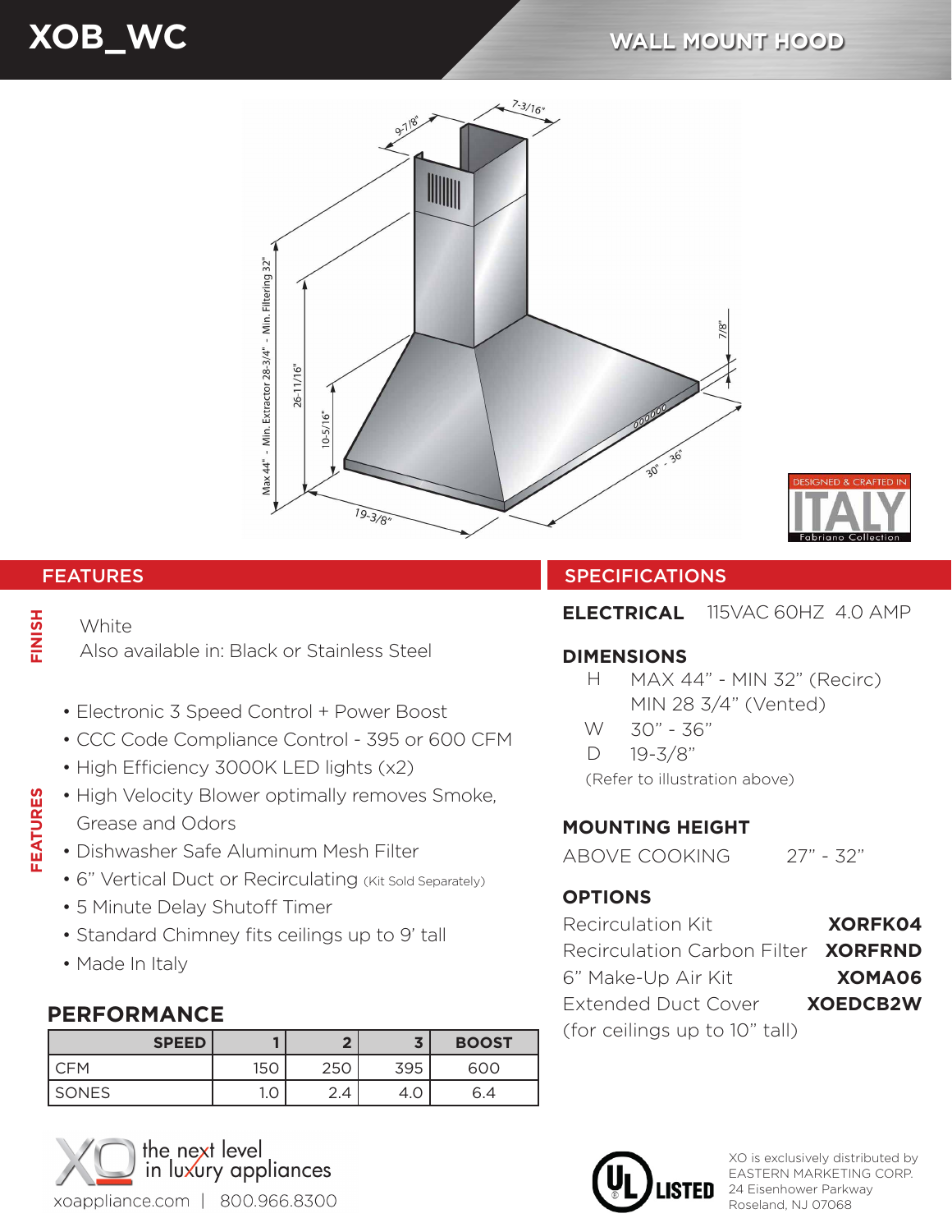# XOB_WC

## WALL MOUNT HOOD

Max 44" - Min. Extractor 28-3/4" - Min. Filtering 32"

26-11/16"

10-5/16"

19-3/8"

9-7/8"

7-3/16"

7/8"

30" - 36"

DESIGNED & CRAFTED IN ITALY
Fabriano Collection

## FEATURES

**FINISH**

White
Also available in: Black or Stainless Steel

**FEATURES**

- Electronic 3 Speed Control + Power Boost
- CCC Code Compliance Control - 395 or 600 CFM
- High Efficiency 3000K LED lights (x2)
- High Velocity Blower optimally removes Smoke, Grease and Odors
- Dishwasher Safe Aluminum Mesh Filter
- 6" Vertical Duct or Recirculating (Kit Sold Separately)
- 5 Minute Delay Shutoff Timer
- Standard Chimney fits ceilings up to 9' tall
- Made In Italy

### PERFORMANCE

| SPEED | 1 | 2 | 3 | BOOST |
|---|---|---|---|---|
| CFM | 150 | 250 | 395 | 600 |
| SONES | 1.0 | 2.4 | 4.0 | 6.4 |

## SPECIFICATIONS

**ELECTRICAL** 115VAC 60HZ 4.0 AMP

**DIMENSIONS**

H MAX 44" - MIN 32" (Recirc)
MIN 28 3/4" (Vented)
W 30" - 36"
D 19-3/8"
(Refer to illustration above)

**MOUNTING HEIGHT**

ABOVE COOKING 27" - 32"

**OPTIONS**

| | |
|---|---|
| Recirculation Kit | **XORFK04** |
| Recirculation Carbon Filter | **XORFRND** |
| 6" Make-Up Air Kit | **XOMA06** |
| Extended Duct Cover (for ceilings up to 10" tall) | **XOEDCB2W** |

XO the next level in luxury appliances
xoappliance.com | 800.966.8300

UL LISTED

XO is exclusively distributed by
EASTERN MARKETING CORP.
24 Eisenhower Parkway
Roseland, NJ 07068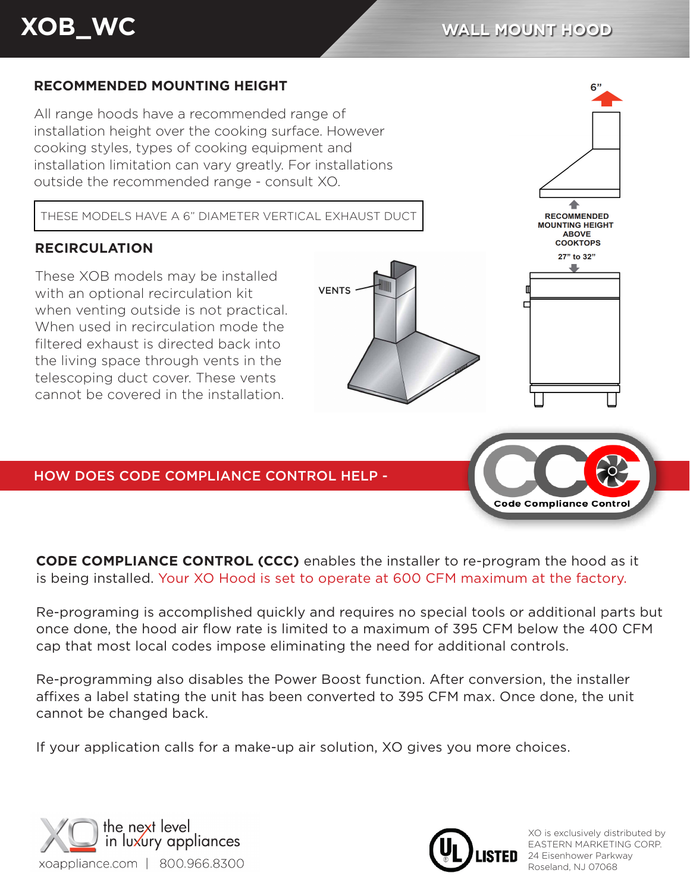# XOB_WC

## WALL MOUNT HOOD

### RECOMMENDED MOUNTING HEIGHT

All range hoods have a recommended range of installation height over the cooking surface. However cooking styles, types of cooking equipment and installation limitation can vary greatly. For installations outside the recommended range - consult XO.

THESE MODELS HAVE A 6" DIAMETER VERTICAL EXHAUST DUCT

6"

RECOMMENDED MOUNTING HEIGHT ABOVE COOKTOPS

27" to 32"

### RECIRCULATION

These XOB models may be installed with an optional recirculation kit when venting outside is not practical. When used in recirculation mode the filtered exhaust is directed back into the living space through vents in the telescoping duct cover. These vents cannot be covered in the installation.

VENTS

### HOW DOES CODE COMPLIANCE CONTROL HELP -

Code Compliance Control

**CODE COMPLIANCE CONTROL (CCC)** enables the installer to re-program the hood as it is being installed. Your XO Hood is set to operate at 600 CFM maximum at the factory.

Re-programing is accomplished quickly and requires no special tools or additional parts but once done, the hood air flow rate is limited to a maximum of 395 CFM below the 400 CFM cap that most local codes impose eliminating the need for additional controls.

Re-programming also disables the Power Boost function. After conversion, the installer affixes a label stating the unit has been converted to 395 CFM max. Once done, the unit cannot be changed back.

If your application calls for a make-up air solution, XO gives you more choices.

the next level in luxury appliances

xoappliance.com | 800.966.8300

UL LISTED

XO is exclusively distributed by EASTERN MARKETING CORP. 24 Eisenhower Parkway Roseland, NJ 07068